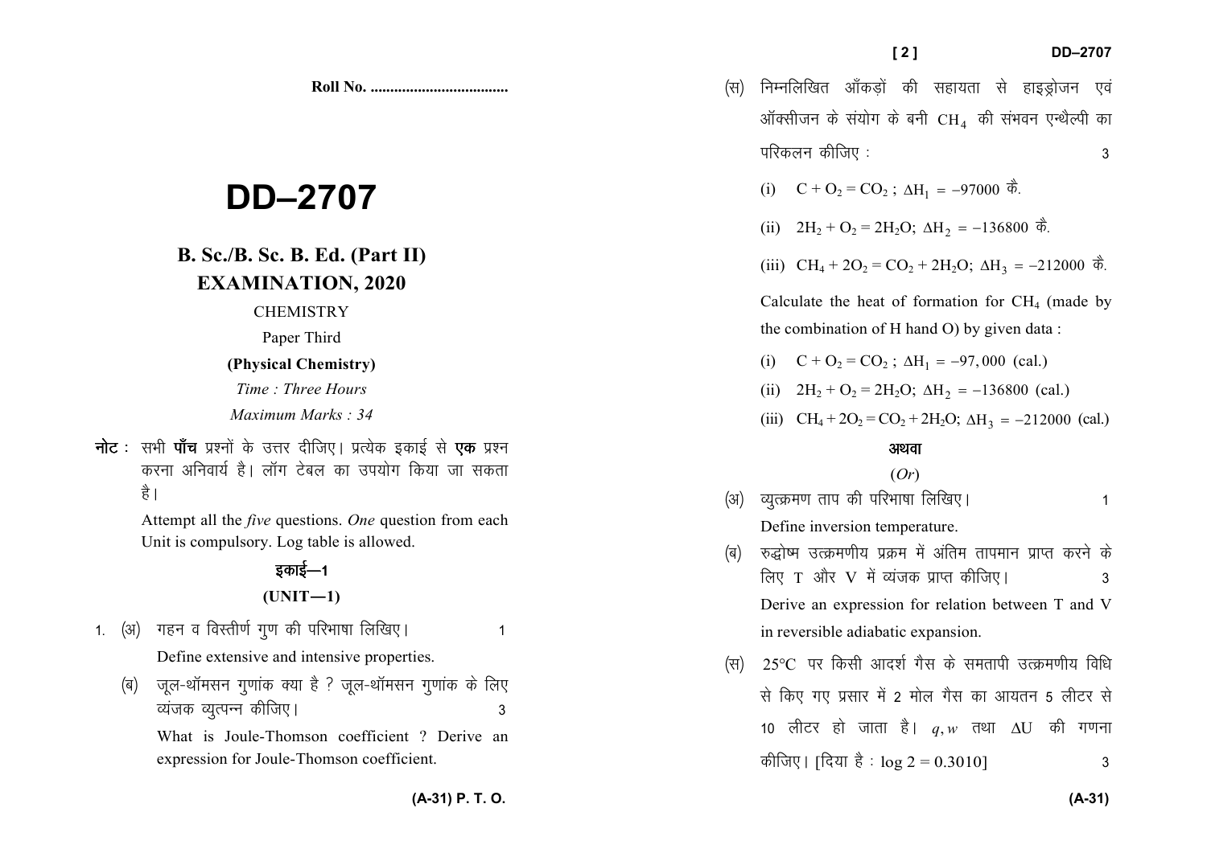Roll No. ...................................

# DD–2707

## B. Sc./B. Sc. B. Ed. (Part II) EXAMINATION, 2020

CHEMISTRY

Paper Third

**(Physical Chemistry)**

*Time : Three Hours*

*Maximum Marks : 34*

**नोट** : सभी **पाँच** प्रश्नों के उत्तर दीजिए। प्रत्येक इकाई से **एक** प्रश्न करना अनिवार्य है। लॉग टेबल का उपयोग किया जा सकता है।

Attempt all the *five* questions. *One* question from each Unit is compulsory. Log table is allowed.

### इकाई—1

### (UNIT—1)

1. (अ) गहन व विस्तीर्ण गुण की परिभाषा लिखिए। 1

   Define extensive and intensive properties.

   (ब) जूल-थॉमसन गुणांक क्या है ? जूल-थॉमसन गुणांक के लिए व्यंजक व्युत्पन्न कीजिए। 3

   What is Joule-Thomson coefficient ? Derive an expression for Joule-Thomson coefficient.

   (स) निम्नलिखित आँकड़ों की सहायता से हाइड्रोजन एवं ऑक्सीजन के संयोग के बनी $CH_4$ की संभवन एन्थैल्पी का परिकलन कीजिए : 3

   (i) $C + O_2 = CO_2$ ; $\Delta H_1 = -97000$ कै.

   (ii) $2H_2 + O_2 = 2H_2O$; $\Delta H_2 = -136800$ कै.

   (iii) $CH_4 + 2O_2 = CO_2 + 2H_2O$; $\Delta H_3 = -212000$ कै.

   Calculate the heat of formation for $CH_4$ (made by the combination of H hand O) by given data :

   (i) $C + O_2 = CO_2$ ; $\Delta H_1 = -97,000$ (cal.)

   (ii) $2H_2 + O_2 = 2H_2O$; $\Delta H_2 = -136800$ (cal.)

   (iii) $CH_4 + 2O_2 = CO_2 + 2H_2O$; $\Delta H_3 = -212000$ (cal.)

   **अथवा**

   (*Or*)

   (अ) व्युत्क्रमण ताप की परिभाषा लिखिए। 1

   Define inversion temperature.

   (ब) रुद्धोष्म उत्क्रमणीय प्रक्रम में अंतिम तापमान प्राप्त करने के लिए T और V में व्यंजक प्राप्त कीजिए। 3

   Derive an expression for relation between T and V in reversible adiabatic expansion.

   (स) 25°C पर किसी आदर्श गैस के समतापी उत्क्रमणीय विधि से किए गए प्रसार में 2 मोल गैस का आयतन 5 लीटर से 10 लीटर हो जाता है। $q, w$ तथा $\Delta U$ की गणना कीजिए। [दिया है : $\log 2 = 0.3010$] 3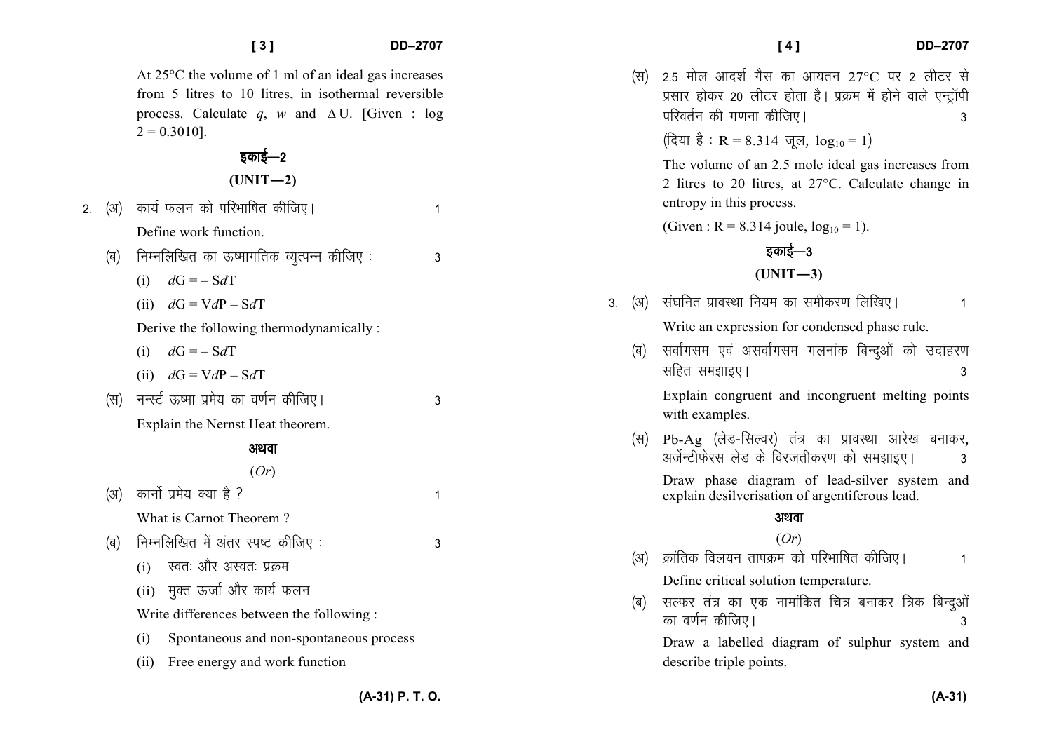At 25°C the volume of 1 ml of an ideal gas increases from 5 litres to 10 litres, in isothermal reversible process. Calculate $q$, $w$ and $\Delta U$. [Given : log 2 = 0.3010].

## इकाई—2

## (UNIT—2)

2. (अ) कार्य फलन को परिभाषित कीजिए। 1

   Define work function.

   (ब) निम्नलिखित का ऊष्मागतिक व्युत्पन्न कीजिए : 3

   (i) $dG = -SdT$

   (ii) $dG = VdP - SdT$

   Derive the following thermodynamically :

   (i) $dG = -SdT$

   (ii) $dG = VdP - SdT$

   (स) नर्न्स्ट ऊष्मा प्रमेय का वर्णन कीजिए। 3

   Explain the Nernst Heat theorem.

**अथवा**

(*Or*)

   (अ) कार्नो प्रमेय क्या है ? 1

   What is Carnot Theorem ?

   (ब) निम्नलिखित में अंतर स्पष्ट कीजिए : 3

   (i) स्वतः और अस्वतः प्रक्रम

   (ii) मुक्त ऊर्जा और कार्य फलन

   Write differences between the following :

   (i) Spontaneous and non-spontaneous process

   (ii) Free energy and work function

   (स) 2.5 मोल आदर्श गैस का आयतन 27°C पर 2 लीटर से प्रसार होकर 20 लीटर होता है। प्रक्रम में होने वाले एन्ट्रॉपी परिवर्तन की गणना कीजिए। 3

   (दिया है : R = 8.314 जूल, $\log_{10} = 1$)

   The volume of an 2.5 mole ideal gas increases from 2 litres to 20 litres, at 27°C. Calculate change in entropy in this process.

   (Given : R = 8.314 joule, $\log_{10} = 1$).

## इकाई—3

## (UNIT—3)

3. (अ) संघनित प्रावस्था नियम का समीकरण लिखिए। 1

   Write an expression for condensed phase rule.

   (ब) सर्वांगसम एवं असर्वांगसम गलनांक बिन्दुओं को उदाहरण सहित समझाइए। 3

   Explain congruent and incongruent melting points with examples.

   (स) Pb-Ag (लेड-सिल्वर) तंत्र का प्रावस्था आरेख बनाकर, अर्जेन्टीफेरस लेड के विरजतीकरण को समझाइए। 3

   Draw phase diagram of lead-silver system and explain desilverisation of argentiferous lead.

**अथवा**

(*Or*)

   (अ) क्रांतिक विलयन तापक्रम को परिभाषित कीजिए। 1

   Define critical solution temperature.

   (ब) सल्फर तंत्र का एक नामांकित चित्र बनाकर त्रिक बिन्दुओं का वर्णन कीजिए। 3

   Draw a labelled diagram of sulphur system and describe triple points.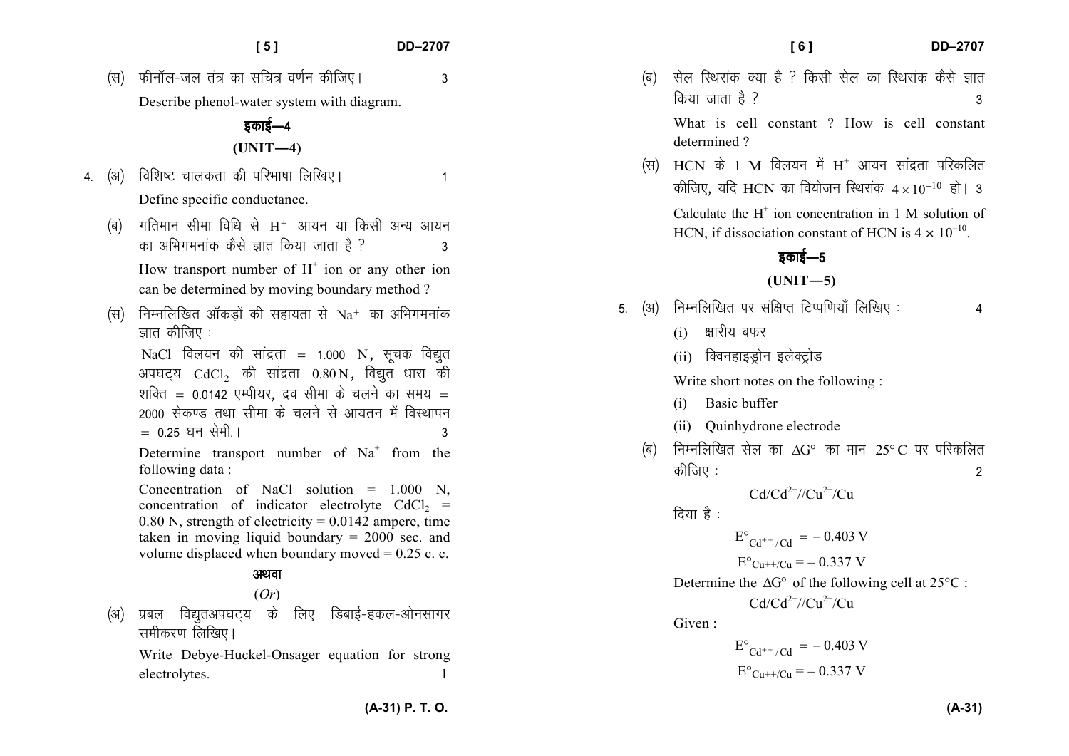(स) फीनॉल-जल तंत्र का सचित्र वर्णन कीजिए। 3

Describe phenol-water system with diagram.

## इकाई—4

## (UNIT—4)

4. (अ) विशिष्ट चालकता की परिभाषा लिखिए। 1

Define specific conductance.

(ब) गतिमान सीमा विधि से $H^+$ आयन या किसी अन्य आयन का अभिगमनांक कैसे ज्ञात किया जाता है ? 3

How transport number of $H^+$ ion or any other ion can be determined by moving boundary method ?

(स) निम्नलिखित आँकड़ों की सहायता से $Na^+$ का अभिगमनांक ज्ञात कीजिए :

NaCl विलयन की सांद्रता = 1.000 N, सूचक विद्युत अपघट्य $CdCl_2$ की सांद्रता 0.80 N, विद्युत धारा की शक्ति = 0.0142 एम्पीयर, द्रव सीमा के चलने का समय = 2000 सेकण्ड तथा सीमा के चलने से आयतन में विस्थापन = 0.25 घन सेमी.। 3

Determine transport number of $Na^+$ from the following data :

Concentration of NaCl solution = 1.000 N, concentration of indicator electrolyte $CdCl_2$ = 0.80 N, strength of electricity = 0.0142 ampere, time taken in moving liquid boundary = 2000 sec. and volume displaced when boundary moved = 0.25 c. c.

अथवा

(*Or*)

(अ) प्रबल विद्युतअपघट्य के लिए डिबाई-हकल-ओनसागर समीकरण लिखिए।

Write Debye-Huckel-Onsager equation for strong electrolytes. 1

(ब) सेल स्थिरांक क्या है ? किसी सेल का स्थिरांक कैसे ज्ञात किया जाता है ? 3

What is cell constant ? How is cell constant determined ?

(स) HCN के 1 M विलयन में $H^+$ आयन सांद्रता परिकलित कीजिए, यदि HCN का वियोजन स्थिरांक $4 \times 10^{-10}$ हो। 3

Calculate the $H^+$ ion concentration in 1 M solution of HCN, if dissociation constant of HCN is $4 \times 10^{-10}$.

## इकाई—5

## (UNIT—5)

5. (अ) निम्नलिखित पर संक्षिप्त टिप्पणियाँ लिखिए : 4

(i) क्षारीय बफर

(ii) क्विनहाइड्रोन इलेक्ट्रोड

Write short notes on the following :

(i) Basic buffer

(ii) Quinhydrone electrode

(ब) निम्नलिखित सेल का $\Delta G°$ का मान 25°C पर परिकलित कीजिए : 2

$$Cd/Cd^{2+}//Cu^{2+}/Cu$$

दिया है :

$$E°_{Cd^{++}/Cd} = -0.403\text{ V}$$

$$E°_{Cu^{++}/Cu} = -0.337\text{ V}$$

Determine the $\Delta G°$ of the following cell at 25°C :

$$Cd/Cd^{2+}//Cu^{2+}/Cu$$

Given :

$$E°_{Cd^{++}/Cd} = -0.403\text{ V}$$

$$E°_{Cu^{++}/Cu} = -0.337\text{ V}$$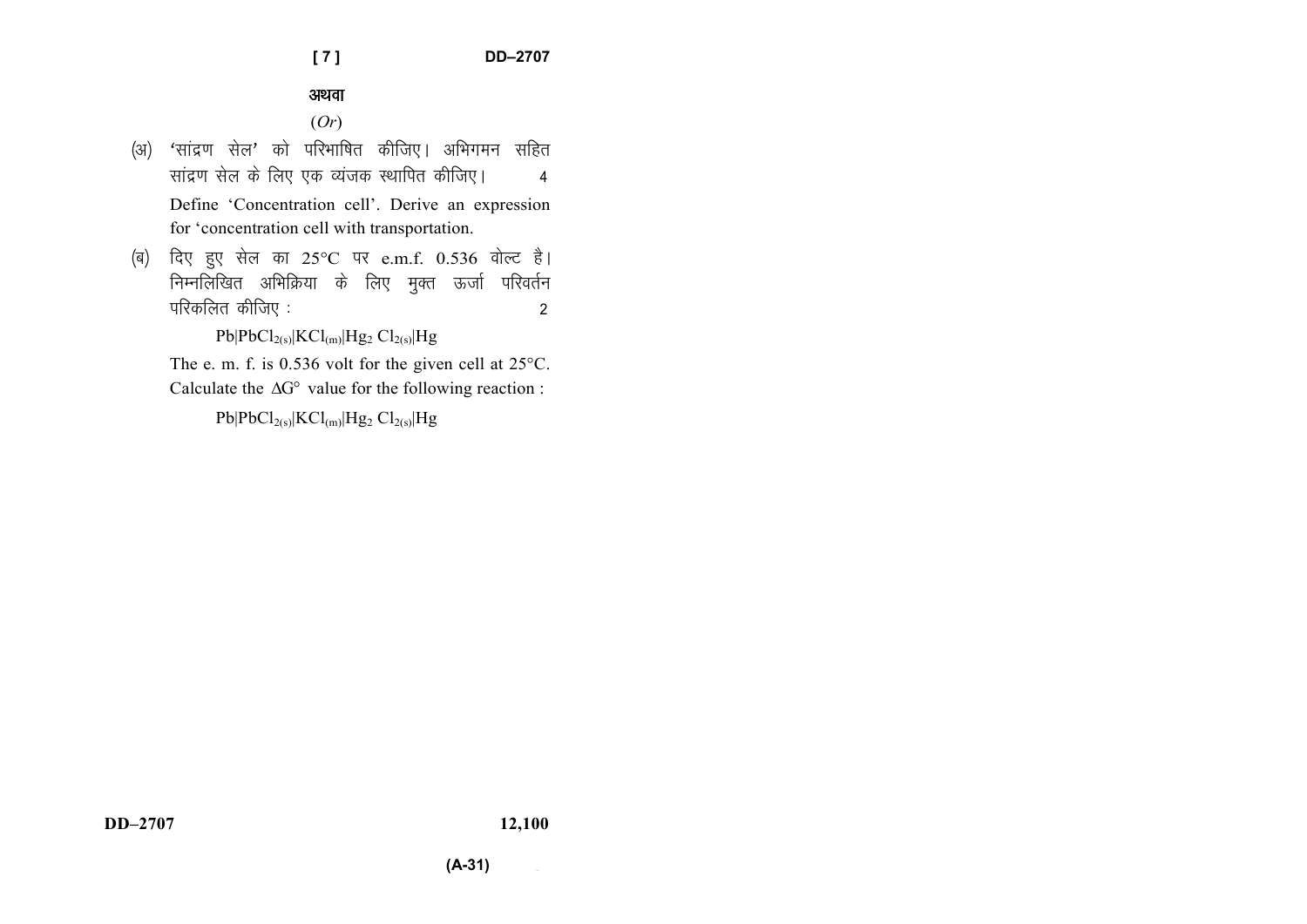अथवा

(*Or*)

(अ) 'सांद्रण सेल' को परिभाषित कीजिए। अभिगमन सहित सांद्रण सेल के लिए एक व्यंजक स्थापित कीजिए। 4

Define 'Concentration cell'. Derive an expression for 'concentration cell with transportation.

(ब) दिए हुए सेल का 25°C पर e.m.f. 0.536 वोल्ट है। निम्नलिखित अभिक्रिया के लिए मुक्त ऊर्जा परिवर्तन परिकलित कीजिए : 2

$$Pb|PbCl_{2(s)}|KCl_{(m)}|Hg_2\,Cl_{2(s)}|Hg$$

The e. m. f. is 0.536 volt for the given cell at 25°C. Calculate the $\Delta G^\circ$ value for the following reaction :

$$Pb|PbCl_{2(s)}|KCl_{(m)}|Hg_2\,Cl_{2(s)}|Hg$$